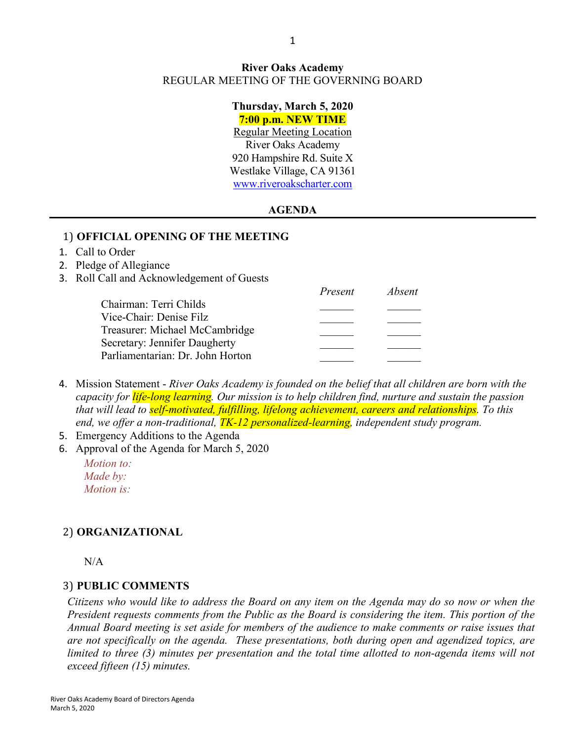**River Oaks Academy**
REGULAR MEETING OF THE GOVERNING BOARD

**Thursday, March 5, 2020**
**7:00 p.m. NEW TIME**
Regular Meeting Location
River Oaks Academy
920 Hampshire Rd. Suite X
Westlake Village, CA 91361
www.riveroakscharter.com

## AGENDA

### 1) OFFICIAL OPENING OF THE MEETING

1. Call to Order
2. Pledge of Allegiance
3. Roll Call and Acknowledgement of Guests

| | *Present* | *Absent* |
|---|---|---|
| Chairman: Terri Childs | ______ | ______ |
| Vice-Chair: Denise Filz | ______ | ______ |
| Treasurer: Michael McCambridge | ______ | ______ |
| Secretary: Jennifer Daugherty | ______ | ______ |
| Parliamentarian: Dr. John Horton | ______ | ______ |

4. Mission Statement - *River Oaks Academy is founded on the belief that all children are born with the capacity for life-long learning. Our mission is to help children find, nurture and sustain the passion that will lead to self-motivated, fulfilling, lifelong achievement, careers and relationships. To this end, we offer a non-traditional, TK-12 personalized-learning, independent study program.*
5. Emergency Additions to the Agenda
6. Approval of the Agenda for March 5, 2020

   *Motion to:*
   *Made by:*
   *Motion is:*

### 2) ORGANIZATIONAL

N/A

### 3) PUBLIC COMMENTS

*Citizens who would like to address the Board on any item on the Agenda may do so now or when the President requests comments from the Public as the Board is considering the item. This portion of the Annual Board meeting is set aside for members of the audience to make comments or raise issues that are not specifically on the agenda. These presentations, both during open and agendized topics, are limited to three (3) minutes per presentation and the total time allotted to non-agenda items will not exceed fifteen (15) minutes.*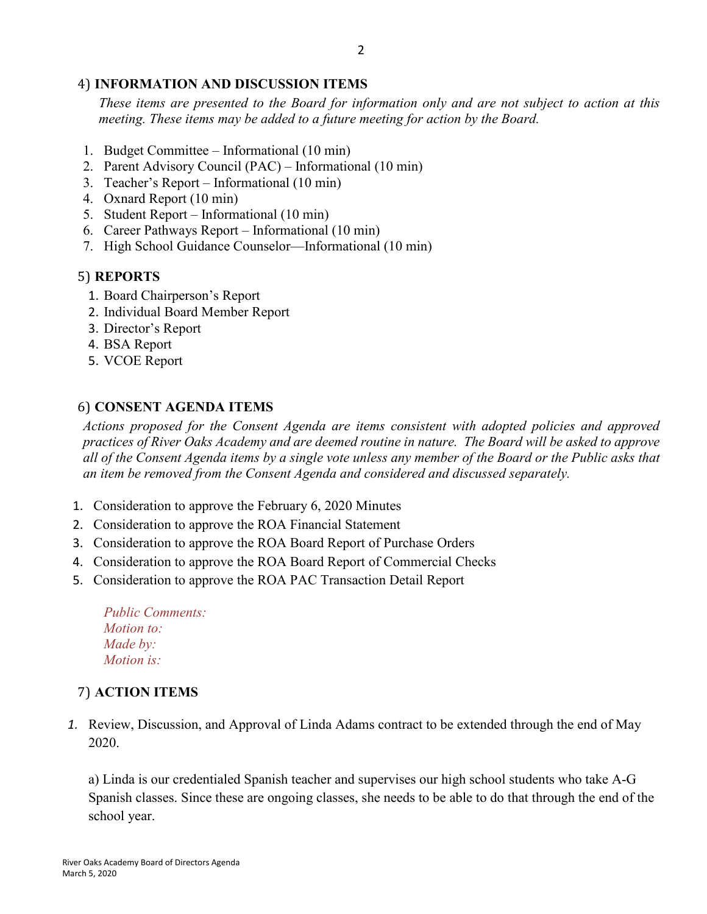## 4) INFORMATION AND DISCUSSION ITEMS

*These items are presented to the Board for information only and are not subject to action at this meeting. These items may be added to a future meeting for action by the Board.*

1. Budget Committee – Informational (10 min)
2. Parent Advisory Council (PAC) – Informational (10 min)
3. Teacher's Report – Informational (10 min)
4. Oxnard Report (10 min)
5. Student Report – Informational (10 min)
6. Career Pathways Report – Informational (10 min)
7. High School Guidance Counselor—Informational (10 min)

## 5) REPORTS

1. Board Chairperson's Report
2. Individual Board Member Report
3. Director's Report
4. BSA Report
5. VCOE Report

## 6) CONSENT AGENDA ITEMS

*Actions proposed for the Consent Agenda are items consistent with adopted policies and approved practices of River Oaks Academy and are deemed routine in nature. The Board will be asked to approve all of the Consent Agenda items by a single vote unless any member of the Board or the Public asks that an item be removed from the Consent Agenda and considered and discussed separately.*

1. Consideration to approve the February 6, 2020 Minutes
2. Consideration to approve the ROA Financial Statement
3. Consideration to approve the ROA Board Report of Purchase Orders
4. Consideration to approve the ROA Board Report of Commercial Checks
5. Consideration to approve the ROA PAC Transaction Detail Report

*Public Comments:*
*Motion to:*
*Made by:*
*Motion is:*

## 7) ACTION ITEMS

1. Review, Discussion, and Approval of Linda Adams contract to be extended through the end of May 2020.

   a) Linda is our credentialed Spanish teacher and supervises our high school students who take A-G Spanish classes. Since these are ongoing classes, she needs to be able to do that through the end of the school year.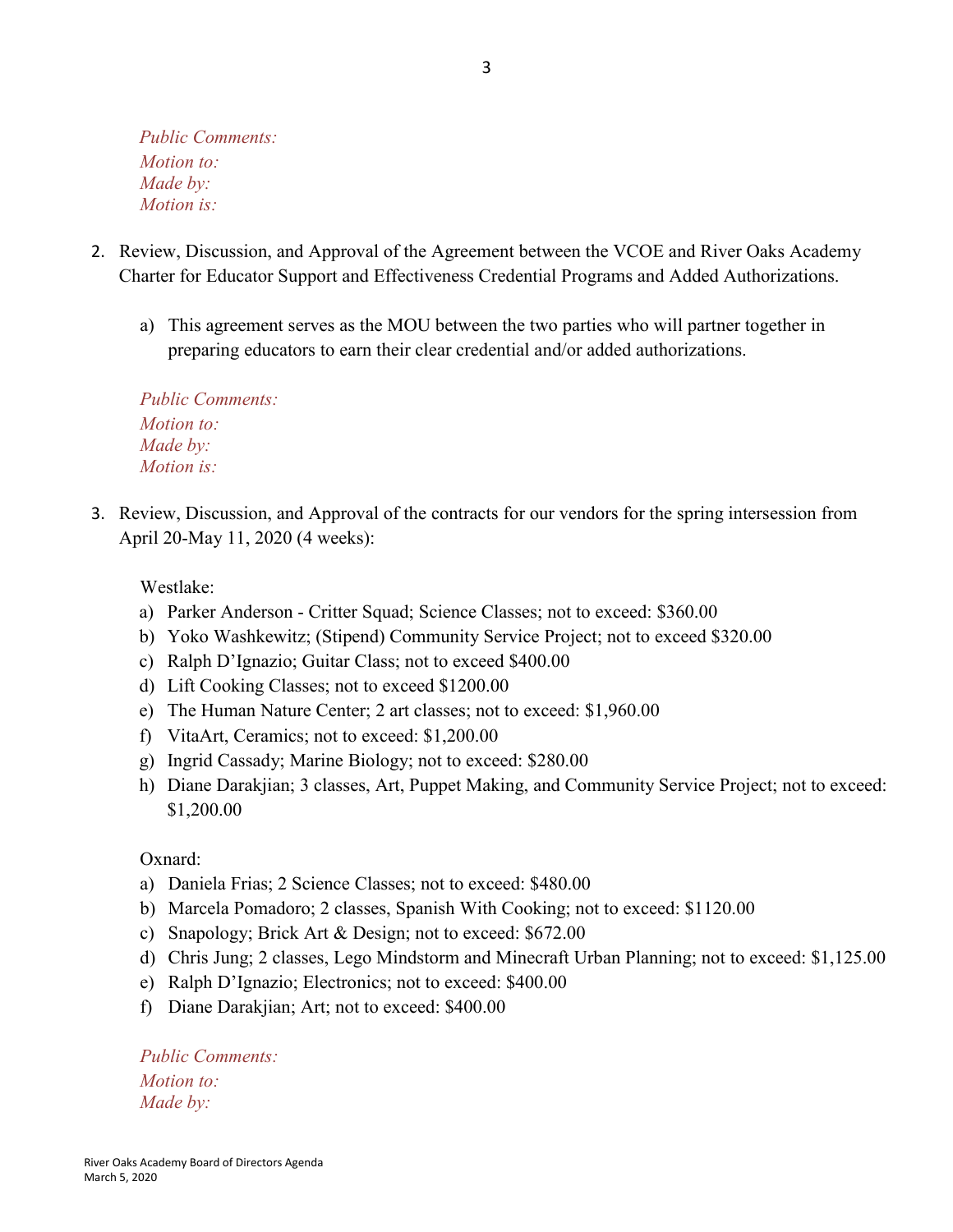*Public Comments:*
*Motion to:*
*Made by:*
*Motion is:*

2. Review, Discussion, and Approval of the Agreement between the VCOE and River Oaks Academy Charter for Educator Support and Effectiveness Credential Programs and Added Authorizations.

   a) This agreement serves as the MOU between the two parties who will partner together in preparing educators to earn their clear credential and/or added authorizations.

*Public Comments:*
*Motion to:*
*Made by:*
*Motion is:*

3. Review, Discussion, and Approval of the contracts for our vendors for the spring intersession from April 20-May 11, 2020 (4 weeks):

   Westlake:

   a) Parker Anderson - Critter Squad; Science Classes; not to exceed: $360.00
   b) Yoko Washkewitz; (Stipend) Community Service Project; not to exceed $320.00
   c) Ralph D'Ignazio; Guitar Class; not to exceed $400.00
   d) Lift Cooking Classes; not to exceed $1200.00
   e) The Human Nature Center; 2 art classes; not to exceed: $1,960.00
   f) VitaArt, Ceramics; not to exceed: $1,200.00
   g) Ingrid Cassady; Marine Biology; not to exceed: $280.00
   h) Diane Darakjian; 3 classes, Art, Puppet Making, and Community Service Project; not to exceed: $1,200.00

   Oxnard:

   a) Daniela Frias; 2 Science Classes; not to exceed: $480.00
   b) Marcela Pomadoro; 2 classes, Spanish With Cooking; not to exceed: $1120.00
   c) Snapology; Brick Art & Design; not to exceed: $672.00
   d) Chris Jung; 2 classes, Lego Mindstorm and Minecraft Urban Planning; not to exceed: $1,125.00
   e) Ralph D'Ignazio; Electronics; not to exceed: $400.00
   f) Diane Darakjian; Art; not to exceed: $400.00

*Public Comments:*
*Motion to:*
*Made by:*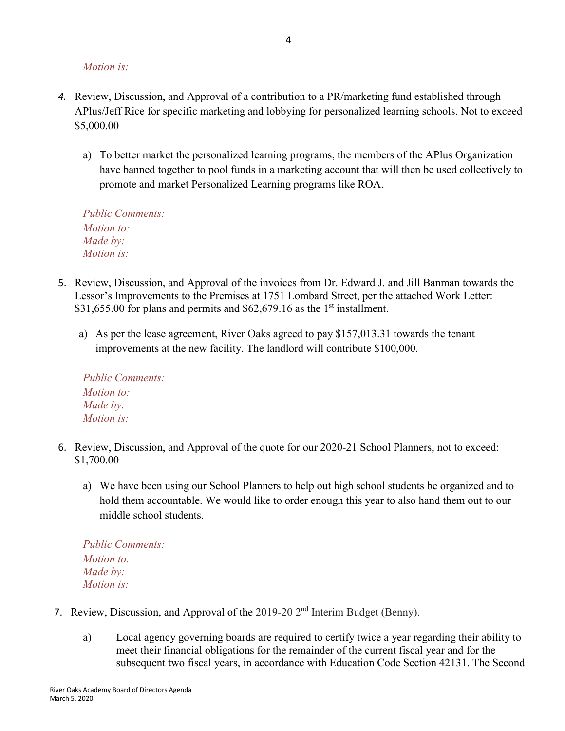*Motion is:*

4. Review, Discussion, and Approval of a contribution to a PR/marketing fund established through APlus/Jeff Rice for specific marketing and lobbying for personalized learning schools. Not to exceed $5,000.00

   a) To better market the personalized learning programs, the members of the APlus Organization have banned together to pool funds in a marketing account that will then be used collectively to promote and market Personalized Learning programs like ROA.

   *Public Comments:*
   *Motion to:*
   *Made by:*
   *Motion is:*

5. Review, Discussion, and Approval of the invoices from Dr. Edward J. and Jill Banman towards the Lessor's Improvements to the Premises at 1751 Lombard Street, per the attached Work Letter: $31,655.00 for plans and permits and $62,679.16 as the 1st installment.

   a) As per the lease agreement, River Oaks agreed to pay $157,013.31 towards the tenant improvements at the new facility. The landlord will contribute $100,000.

   *Public Comments:*
   *Motion to:*
   *Made by:*
   *Motion is:*

6. Review, Discussion, and Approval of the quote for our 2020-21 School Planners, not to exceed: $1,700.00

   a) We have been using our School Planners to help out high school students be organized and to hold them accountable. We would like to order enough this year to also hand them out to our middle school students.

   *Public Comments:*
   *Motion to:*
   *Made by:*
   *Motion is:*

7. Review, Discussion, and Approval of the 2019-20 2nd Interim Budget (Benny).

   a) Local agency governing boards are required to certify twice a year regarding their ability to meet their financial obligations for the remainder of the current fiscal year and for the subsequent two fiscal years, in accordance with Education Code Section 42131. The Second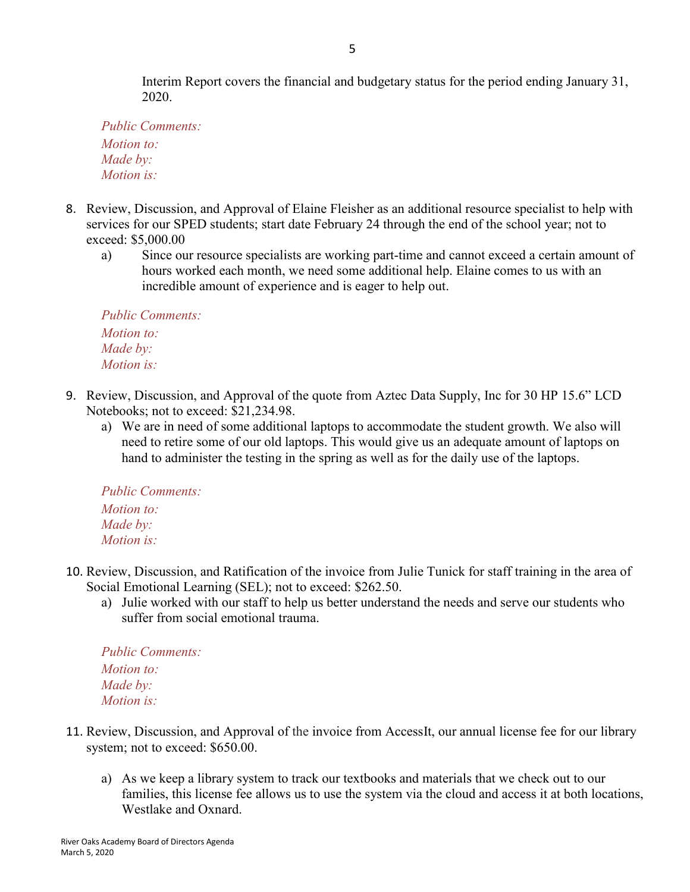Interim Report covers the financial and budgetary status for the period ending January 31, 2020.

*Public Comments:*
*Motion to:*
*Made by:*
*Motion is:*

8. Review, Discussion, and Approval of Elaine Fleisher as an additional resource specialist to help with services for our SPED students; start date February 24 through the end of the school year; not to exceed: $5,000.00
    a) Since our resource specialists are working part-time and cannot exceed a certain amount of hours worked each month, we need some additional help. Elaine comes to us with an incredible amount of experience and is eager to help out.

*Public Comments:*
*Motion to:*
*Made by:*
*Motion is:*

9. Review, Discussion, and Approval of the quote from Aztec Data Supply, Inc for 30 HP 15.6" LCD Notebooks; not to exceed: $21,234.98.
    a) We are in need of some additional laptops to accommodate the student growth. We also will need to retire some of our old laptops. This would give us an adequate amount of laptops on hand to administer the testing in the spring as well as for the daily use of the laptops.

*Public Comments:*
*Motion to:*
*Made by:*
*Motion is:*

10. Review, Discussion, and Ratification of the invoice from Julie Tunick for staff training in the area of Social Emotional Learning (SEL); not to exceed: $262.50.
    a) Julie worked with our staff to help us better understand the needs and serve our students who suffer from social emotional trauma.

*Public Comments:*
*Motion to:*
*Made by:*
*Motion is:*

11. Review, Discussion, and Approval of the invoice from AccessIt, our annual license fee for our library system; not to exceed: $650.00.

    a) As we keep a library system to track our textbooks and materials that we check out to our families, this license fee allows us to use the system via the cloud and access it at both locations, Westlake and Oxnard.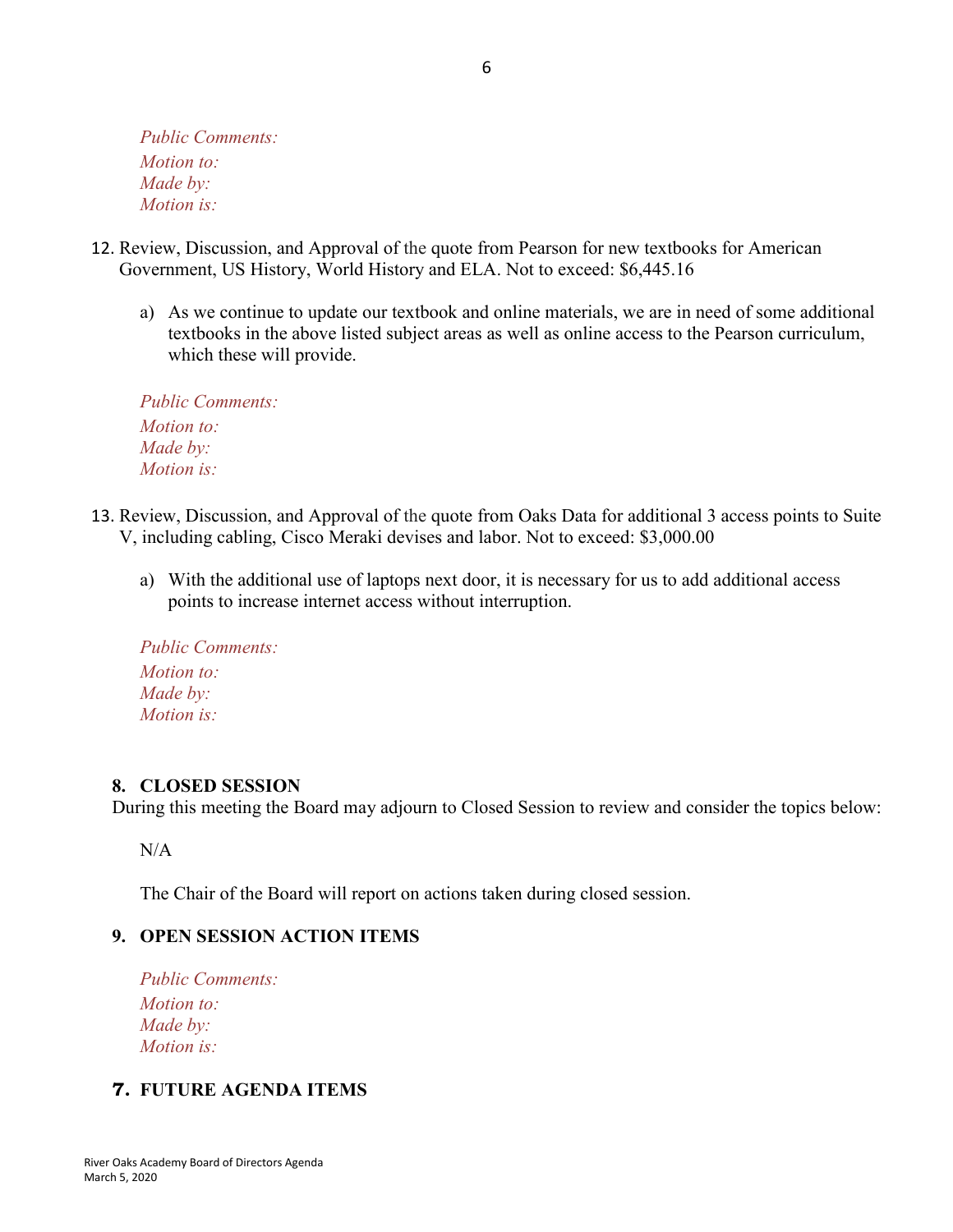*Public Comments:*
*Motion to:*
*Made by:*
*Motion is:*

12. Review, Discussion, and Approval of the quote from Pearson for new textbooks for American Government, US History, World History and ELA. Not to exceed: $6,445.16

    a) As we continue to update our textbook and online materials, we are in need of some additional textbooks in the above listed subject areas as well as online access to the Pearson curriculum, which these will provide.

    *Public Comments:*
    *Motion to:*
    *Made by:*
    *Motion is:*

13. Review, Discussion, and Approval of the quote from Oaks Data for additional 3 access points to Suite V, including cabling, Cisco Meraki devises and labor. Not to exceed: $3,000.00

    a) With the additional use of laptops next door, it is necessary for us to add additional access points to increase internet access without interruption.

    *Public Comments:*
    *Motion to:*
    *Made by:*
    *Motion is:*

## 8. CLOSED SESSION

During this meeting the Board may adjourn to Closed Session to review and consider the topics below:

N/A

The Chair of the Board will report on actions taken during closed session.

## 9. OPEN SESSION ACTION ITEMS

*Public Comments:*
*Motion to:*
*Made by:*
*Motion is:*

## 7. FUTURE AGENDA ITEMS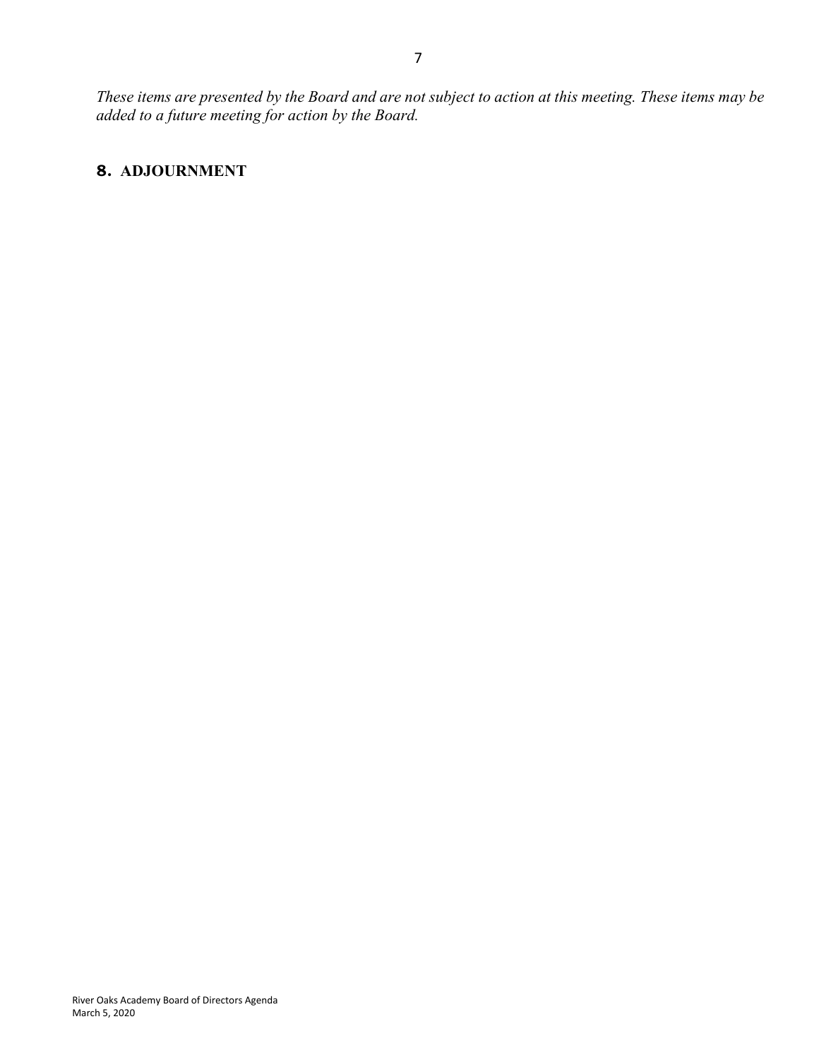*These items are presented by the Board and are not subject to action at this meeting. These items may be added to a future meeting for action by the Board.*

## 8. ADJOURNMENT